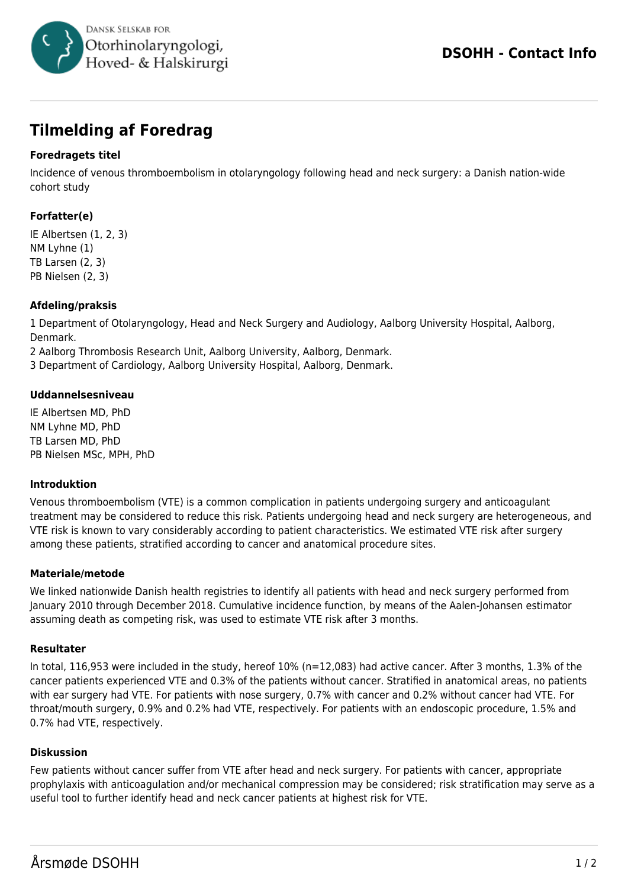# Tilmelding af Foredrag

### Foredragets titel

Incidence of venous thromboembolism in otolaryngology following head and neck surgery: a Danish nation-wide cohort study

### Forfatter(e)

IE Albertsen (1, 2, 3)
NM Lyhne (1)
TB Larsen (2, 3)
PB Nielsen (2, 3)

### Afdeling/praksis

1 Department of Otolaryngology, Head and Neck Surgery and Audiology, Aalborg University Hospital, Aalborg, Denmark.
2 Aalborg Thrombosis Research Unit, Aalborg University, Aalborg, Denmark.
3 Department of Cardiology, Aalborg University Hospital, Aalborg, Denmark.

### Uddannelsesniveau

IE Albertsen MD, PhD
NM Lyhne MD, PhD
TB Larsen MD, PhD
PB Nielsen MSc, MPH, PhD

### Introduktion

Venous thromboembolism (VTE) is a common complication in patients undergoing surgery and anticoagulant treatment may be considered to reduce this risk. Patients undergoing head and neck surgery are heterogeneous, and VTE risk is known to vary considerably according to patient characteristics. We estimated VTE risk after surgery among these patients, stratified according to cancer and anatomical procedure sites.

### Materiale/metode

We linked nationwide Danish health registries to identify all patients with head and neck surgery performed from January 2010 through December 2018. Cumulative incidence function, by means of the Aalen-Johansen estimator assuming death as competing risk, was used to estimate VTE risk after 3 months.

### Resultater

In total, 116,953 were included in the study, hereof 10% (n=12,083) had active cancer. After 3 months, 1.3% of the cancer patients experienced VTE and 0.3% of the patients without cancer. Stratified in anatomical areas, no patients with ear surgery had VTE. For patients with nose surgery, 0.7% with cancer and 0.2% without cancer had VTE. For throat/mouth surgery, 0.9% and 0.2% had VTE, respectively. For patients with an endoscopic procedure, 1.5% and 0.7% had VTE, respectively.

### Diskussion

Few patients without cancer suffer from VTE after head and neck surgery. For patients with cancer, appropriate prophylaxis with anticoagulation and/or mechanical compression may be considered; risk stratification may serve as a useful tool to further identify head and neck cancer patients at highest risk for VTE.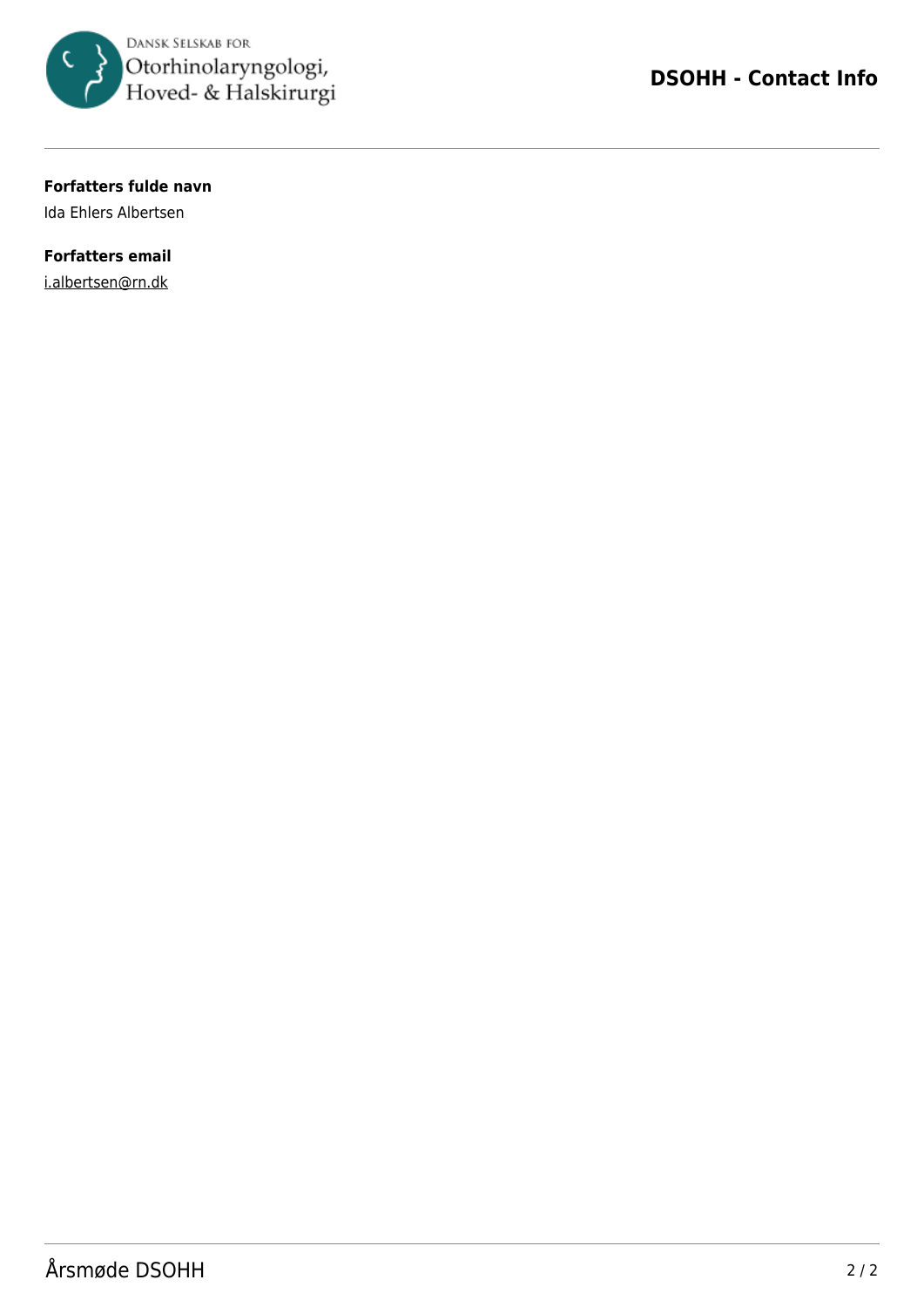**Forfatters fulde navn**

Ida Ehlers Albertsen

**Forfatters email**

i.albertsen@rn.dk